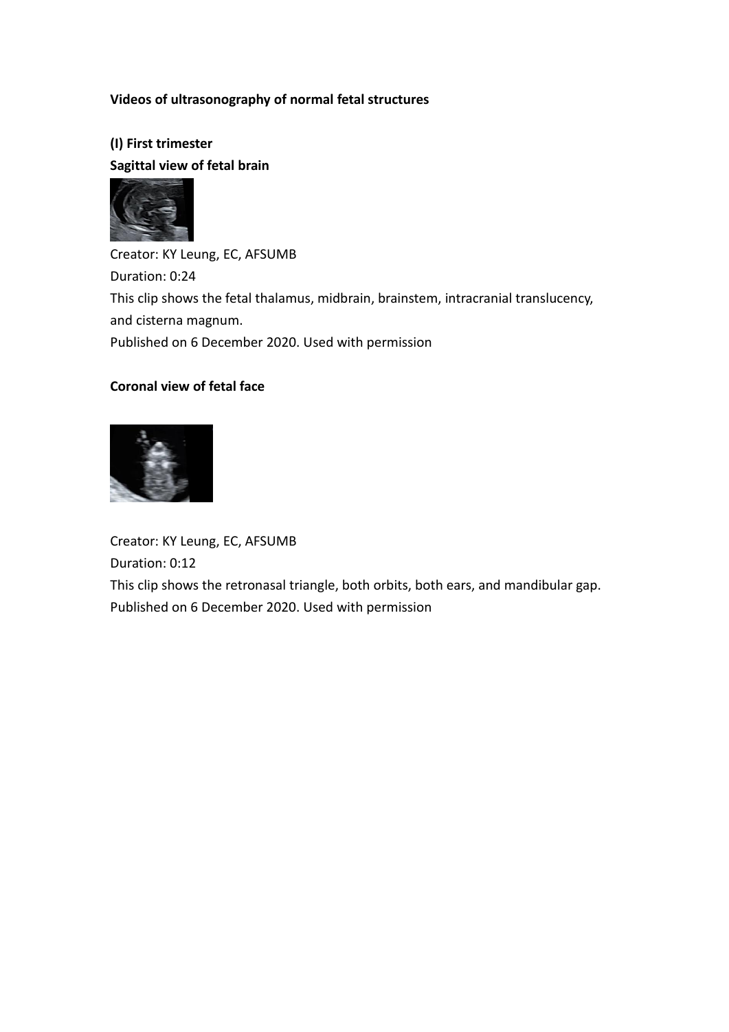**Videos of ultrasonography of normal fetal structures**

**(I) First trimester**

**Sagittal view of fetal brain**

Creator: KY Leung, EC, AFSUMB

Duration: 0:24

This clip shows the fetal thalamus, midbrain, brainstem, intracranial translucency, and cisterna magnum.

Published on 6 December 2020. Used with permission

**Coronal view of fetal face**

Creator: KY Leung, EC, AFSUMB

Duration: 0:12

This clip shows the retronasal triangle, both orbits, both ears, and mandibular gap.

Published on 6 December 2020. Used with permission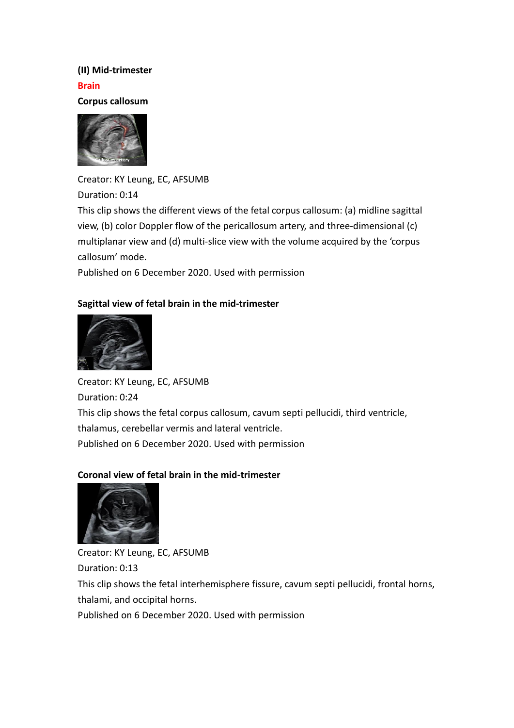## (II) Mid-trimester

### Brain

#### Corpus callosum

Creator: KY Leung, EC, AFSUMB

Duration: 0:14

This clip shows the different views of the fetal corpus callosum: (a) midline sagittal view, (b) color Doppler flow of the pericallosum artery, and three-dimensional (c) multiplanar view and (d) multi-slice view with the volume acquired by the 'corpus callosum' mode.

Published on 6 December 2020. Used with permission

#### Sagittal view of fetal brain in the mid-trimester

Creator: KY Leung, EC, AFSUMB

Duration: 0:24

This clip shows the fetal corpus callosum, cavum septi pellucidi, third ventricle, thalamus, cerebellar vermis and lateral ventricle.

Published on 6 December 2020. Used with permission

#### Coronal view of fetal brain in the mid-trimester

Creator: KY Leung, EC, AFSUMB

Duration: 0:13

This clip shows the fetal interhemisphere fissure, cavum septi pellucidi, frontal horns, thalami, and occipital horns.

Published on 6 December 2020. Used with permission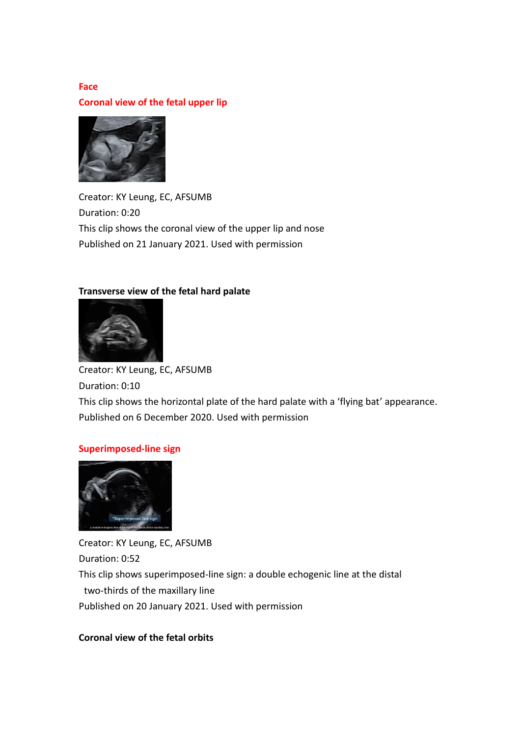## Face

### Coronal view of the fetal upper lip

Creator: KY Leung, EC, AFSUMB

Duration: 0:20

This clip shows the coronal view of the upper lip and nose

Published on 21 January 2021. Used with permission

### Transverse view of the fetal hard palate

Creator: KY Leung, EC, AFSUMB

Duration: 0:10

This clip shows the horizontal plate of the hard palate with a 'flying bat' appearance.

Published on 6 December 2020. Used with permission

### Superimposed-line sign

Creator: KY Leung, EC, AFSUMB

Duration: 0:52

This clip shows superimposed-line sign: a double echogenic line at the distal two-thirds of the maxillary line

Published on 20 January 2021. Used with permission

### Coronal view of the fetal orbits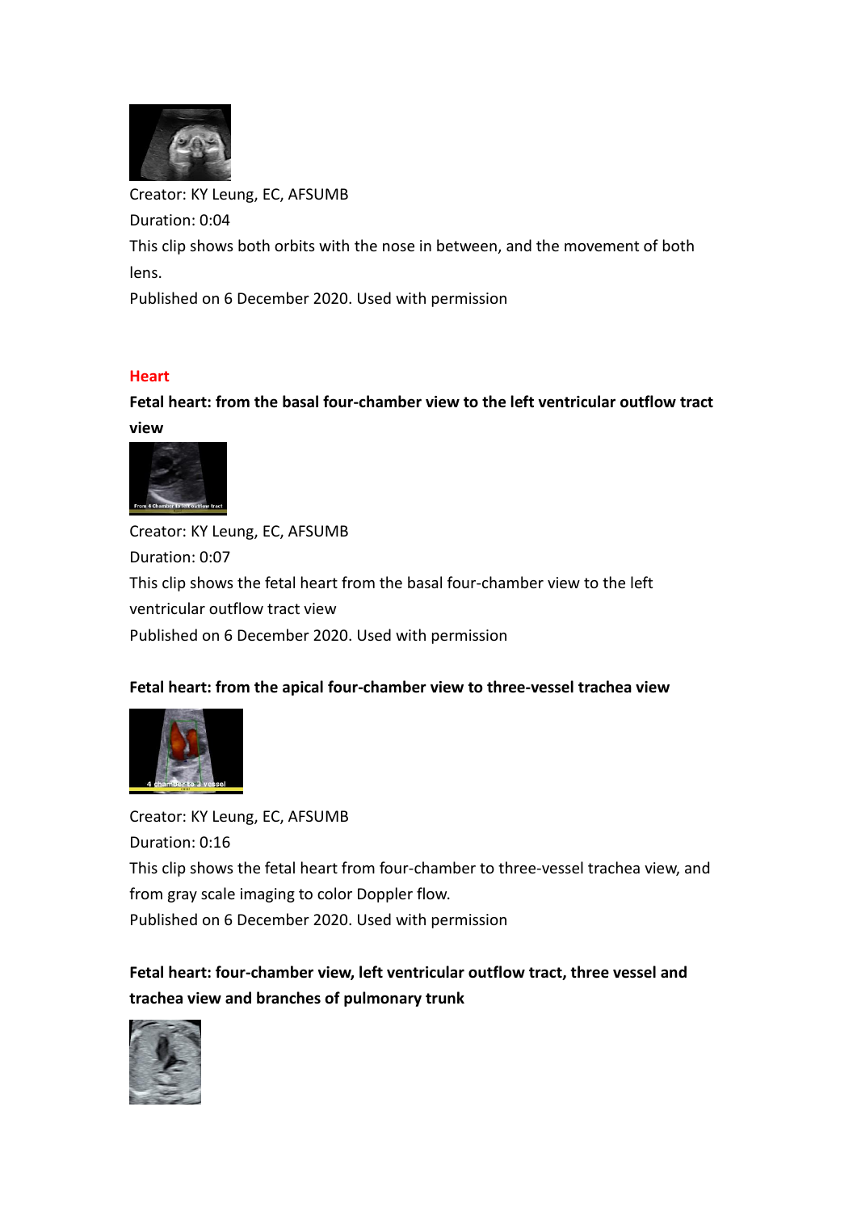Creator: KY Leung, EC, AFSUMB

Duration: 0:04

This clip shows both orbits with the nose in between, and the movement of both lens.

Published on 6 December 2020. Used with permission

## Heart

### Fetal heart: from the basal four-chamber view to the left ventricular outflow tract view

Creator: KY Leung, EC, AFSUMB

Duration: 0:07

This clip shows the fetal heart from the basal four-chamber view to the left ventricular outflow tract view

Published on 6 December 2020. Used with permission

### Fetal heart: from the apical four-chamber view to three-vessel trachea view

Creator: KY Leung, EC, AFSUMB

Duration: 0:16

This clip shows the fetal heart from four-chamber to three-vessel trachea view, and from gray scale imaging to color Doppler flow.

Published on 6 December 2020. Used with permission

### Fetal heart: four-chamber view, left ventricular outflow tract, three vessel and trachea view and branches of pulmonary trunk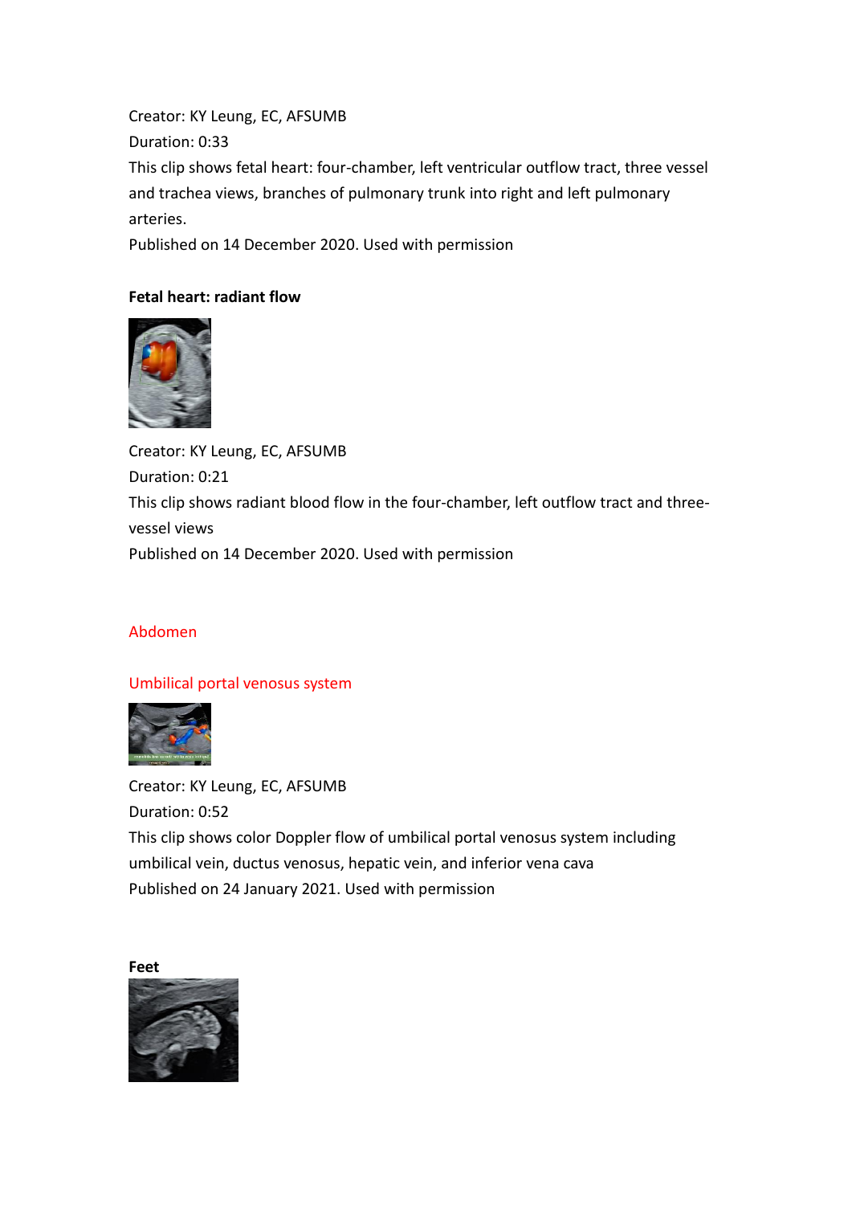Creator: KY Leung, EC, AFSUMB

Duration: 0:33

This clip shows fetal heart: four-chamber, left ventricular outflow tract, three vessel and trachea views, branches of pulmonary trunk into right and left pulmonary arteries.

Published on 14 December 2020. Used with permission

**Fetal heart: radiant flow**

Creator: KY Leung, EC, AFSUMB

Duration: 0:21

This clip shows radiant blood flow in the four-chamber, left outflow tract and three-vessel views

Published on 14 December 2020. Used with permission

## Abdomen

### Umbilical portal venosus system

Creator: KY Leung, EC, AFSUMB

Duration: 0:52

This clip shows color Doppler flow of umbilical portal venosus system including umbilical vein, ductus venosus, hepatic vein, and inferior vena cava

Published on 24 January 2021. Used with permission

**Feet**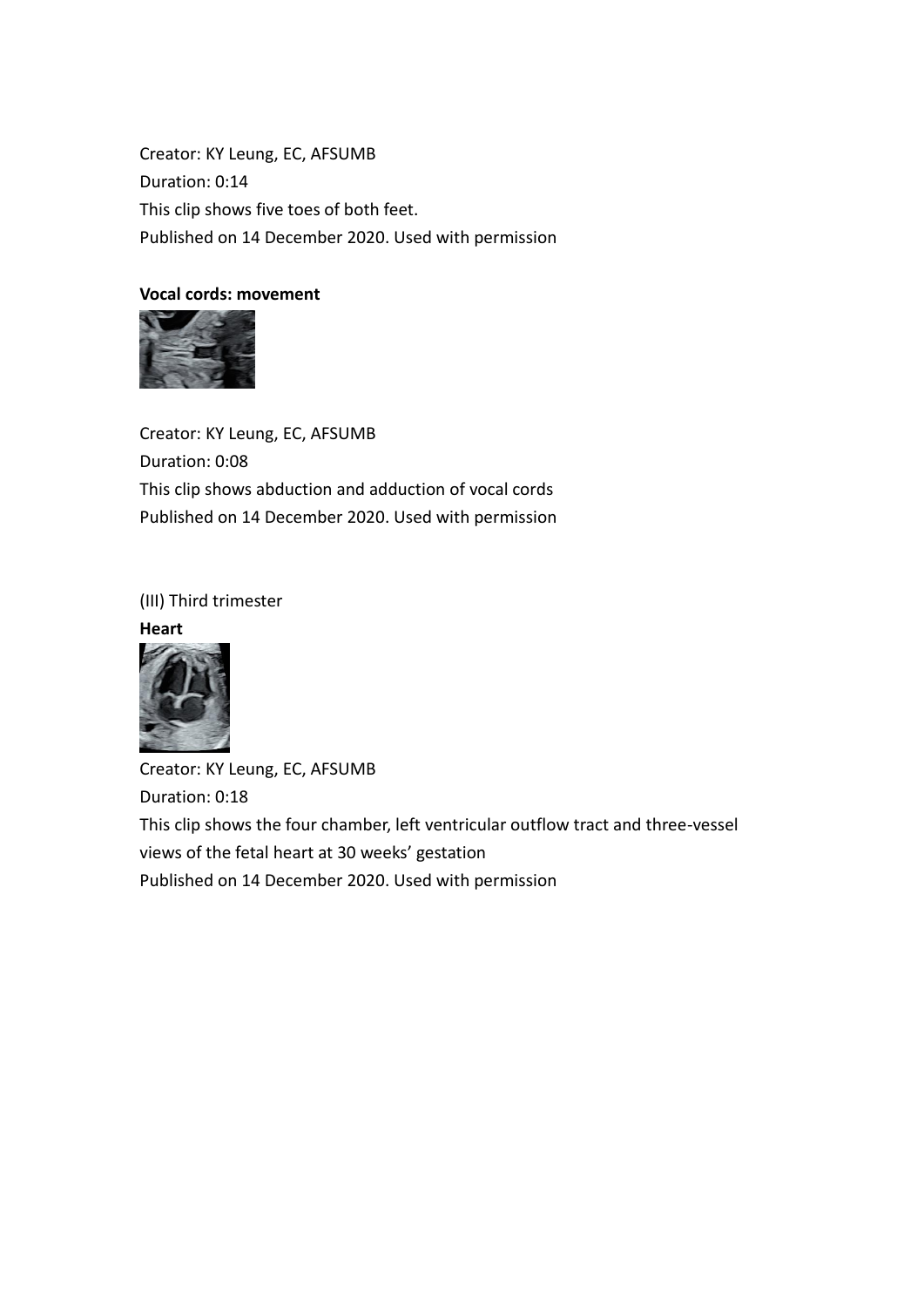Creator: KY Leung, EC, AFSUMB

Duration: 0:14

This clip shows five toes of both feet.

Published on 14 December 2020. Used with permission

**Vocal cords: movement**

Creator: KY Leung, EC, AFSUMB

Duration: 0:08

This clip shows abduction and adduction of vocal cords

Published on 14 December 2020. Used with permission

(III) Third trimester

**Heart**

Creator: KY Leung, EC, AFSUMB

Duration: 0:18

This clip shows the four chamber, left ventricular outflow tract and three-vessel views of the fetal heart at 30 weeks' gestation

Published on 14 December 2020. Used with permission